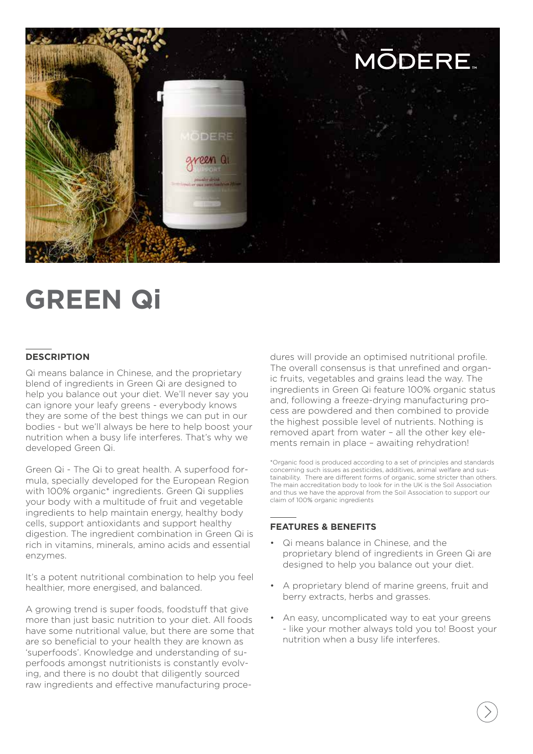# GREEN Qi

## DESCRIPTION

Qi means balance in Chinese, and the proprietary blend of ingredients in Green Qi are designed to help you balance out your diet. We'll never say you can ignore your leafy greens - everybody knows they are some of the best things we can put in our bodies - but we'll always be here to help boost your nutrition when a busy life interferes. That's why we developed Green Qi.

Green Qi - The Qi to great health. A superfood formula, specially developed for the European Region with 100% organic* ingredients. Green Qi supplies your body with a multitude of fruit and vegetable ingredients to help maintain energy, healthy body cells, support antioxidants and support healthy digestion. The ingredient combination in Green Qi is rich in vitamins, minerals, amino acids and essential enzymes.

It's a potent nutritional combination to help you feel healthier, more energised, and balanced.

A growing trend is super foods, foodstuff that give more than just basic nutrition to your diet. All foods have some nutritional value, but there are some that are so beneficial to your health they are known as 'superfoods'. Knowledge and understanding of superfoods amongst nutritionists is constantly evolving, and there is no doubt that diligently sourced raw ingredients and effective manufacturing procedures will provide an optimised nutritional profile. The overall consensus is that unrefined and organic fruits, vegetables and grains lead the way. The ingredients in Green Qi feature 100% organic status and, following a freeze-drying manufacturing process are powdered and then combined to provide the highest possible level of nutrients. Nothing is removed apart from water – all the other key elements remain in place – awaiting rehydration!

*Organic food is produced according to a set of principles and standards concerning such issues as pesticides, additives, animal welfare and sustainability. There are different forms of organic, some stricter than others. The main accreditation body to look for in the UK is the Soil Association and thus we have the approval from the Soil Association to support our claim of 100% organic ingredients

## FEATURES & BENEFITS

- Qi means balance in Chinese, and the proprietary blend of ingredients in Green Qi are designed to help you balance out your diet.
- A proprietary blend of marine greens, fruit and berry extracts, herbs and grasses.
- An easy, uncomplicated way to eat your greens - like your mother always told you to! Boost your nutrition when a busy life interferes.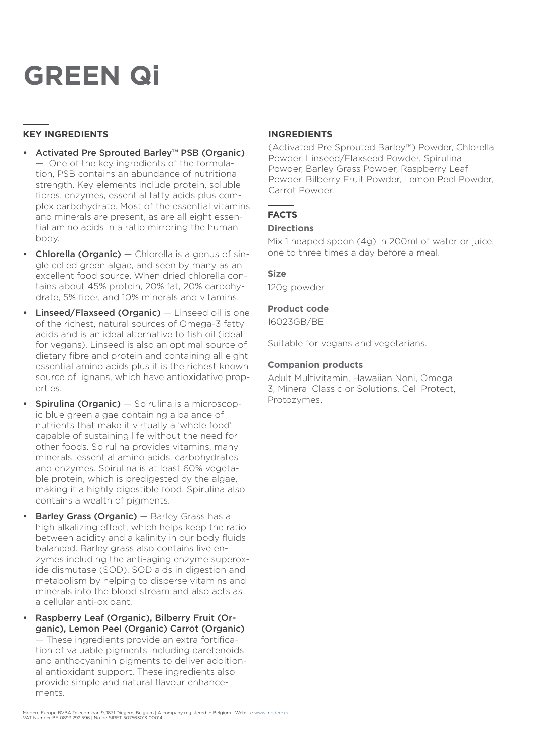# GREEN Qi

## KEY INGREDIENTS

- **Activated Pre Sprouted Barley™ PSB (Organic)** — One of the key ingredients of the formulation, PSB contains an abundance of nutritional strength. Key elements include protein, soluble fibres, enzymes, essential fatty acids plus complex carbohydrate. Most of the essential vitamins and minerals are present, as are all eight essential amino acids in a ratio mirroring the human body.
- **Chlorella (Organic)** — Chlorella is a genus of single celled green algae, and seen by many as an excellent food source. When dried chlorella contains about 45% protein, 20% fat, 20% carbohydrate, 5% fiber, and 10% minerals and vitamins.
- **Linseed/Flaxseed (Organic)** — Linseed oil is one of the richest, natural sources of Omega-3 fatty acids and is an ideal alternative to fish oil (ideal for vegans). Linseed is also an optimal source of dietary fibre and protein and containing all eight essential amino acids plus it is the richest known source of lignans, which have antioxidative properties.
- **Spirulina (Organic)** — Spirulina is a microscopic blue green algae containing a balance of nutrients that make it virtually a 'whole food' capable of sustaining life without the need for other foods. Spirulina provides vitamins, many minerals, essential amino acids, carbohydrates and enzymes. Spirulina is at least 60% vegetable protein, which is predigested by the algae, making it a highly digestible food. Spirulina also contains a wealth of pigments.
- **Barley Grass (Organic)** — Barley Grass has a high alkalizing effect, which helps keep the ratio between acidity and alkalinity in our body fluids balanced. Barley grass also contains live enzymes including the anti-aging enzyme superoxide dismutase (SOD). SOD aids in digestion and metabolism by helping to disperse vitamins and minerals into the blood stream and also acts as a cellular anti-oxidant.
- **Raspberry Leaf (Organic), Bilberry Fruit (Organic), Lemon Peel (Organic) Carrot (Organic)** — These ingredients provide an extra fortification of valuable pigments including caretenoids and anthocyaninin pigments to deliver additional antioxidant support. These ingredients also provide simple and natural flavour enhancements.

## INGREDIENTS

(Activated Pre Sprouted Barley™) Powder, Chlorella Powder, Linseed/Flaxseed Powder, Spirulina Powder, Barley Grass Powder, Raspberry Leaf Powder, Bilberry Fruit Powder, Lemon Peel Powder, Carrot Powder.

## FACTS

### Directions

Mix 1 heaped spoon (4g) in 200ml of water or juice, one to three times a day before a meal.

### Size

120g powder

### Product code

16023GB/BE

Suitable for vegans and vegetarians.

### Companion products

Adult Multivitamin, Hawaiian Noni, Omega 3, Mineral Classic or Solutions, Cell Protect, Protozymes,

Modere Europe BVBA Telecomlaan 9, 1831 Diegem, Belgium | A company registered in Belgium | Website www.modere.eu
VAT Number BE 0893.292.596 | No de SIRET 507563013 00014